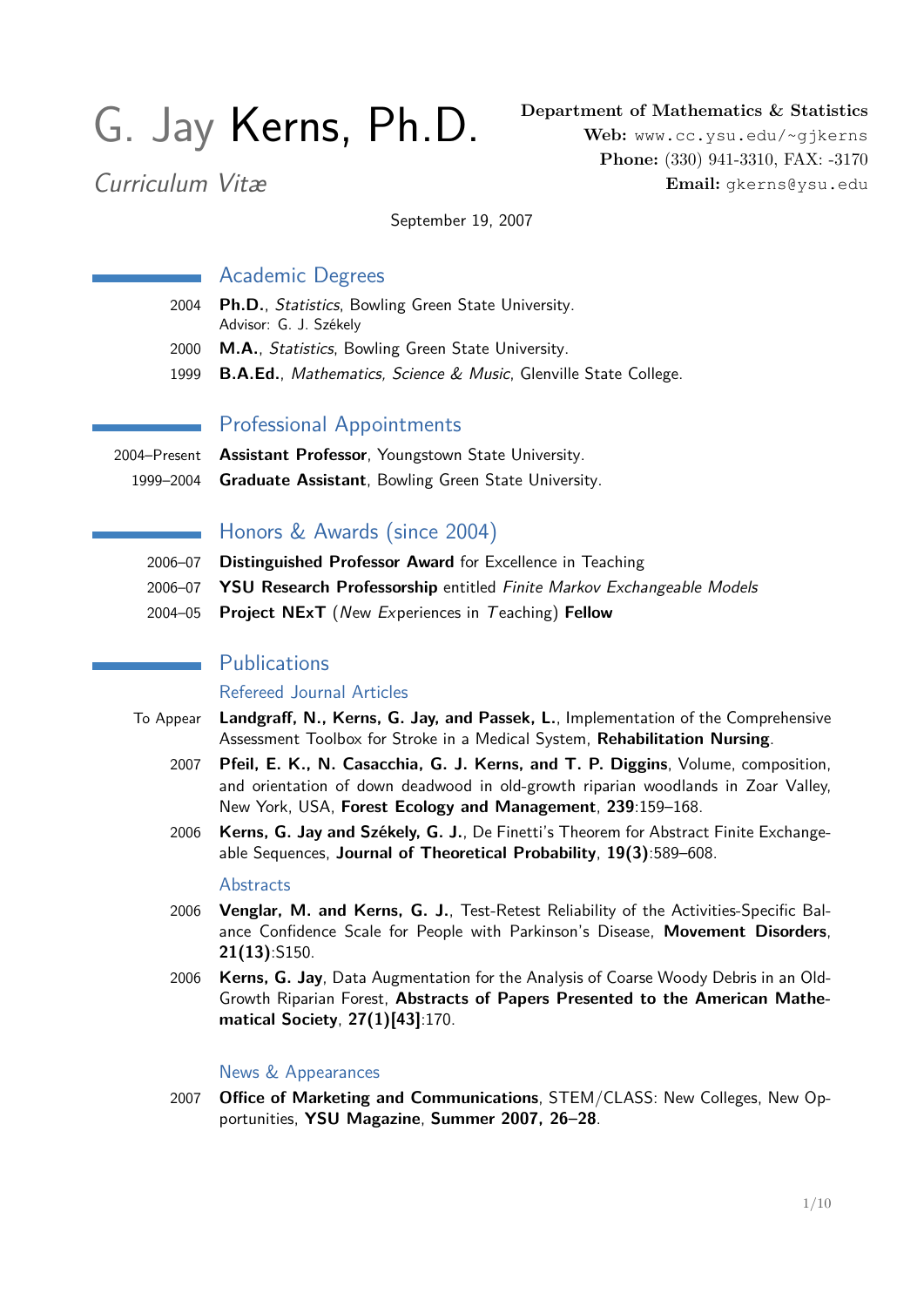# G. Jay Kerns, Ph.D.

*Curriculum Vitæ*

**Department of Mathematics & Statistics**
**Web:** www.cc.ysu.edu/~gjkerns
**Phone:** (330) 941-3310, FAX: -3170
**Email:** gkerns@ysu.edu

September 19, 2007

## Academic Degrees

2004 **Ph.D.**, *Statistics*, Bowling Green State University.
Advisor: G. J. Székely

2000 **M.A.**, *Statistics*, Bowling Green State University.

1999 **B.A.Ed.**, *Mathematics, Science & Music*, Glenville State College.

## Professional Appointments

2004–Present **Assistant Professor**, Youngstown State University.

1999–2004 **Graduate Assistant**, Bowling Green State University.

## Honors & Awards (since 2004)

2006–07 **Distinguished Professor Award** for Excellence in Teaching

2006–07 **YSU Research Professorship** entitled *Finite Markov Exchangeable Models*

2004–05 **Project NExT** (*N*ew *Ex*periences in *T*eaching) **Fellow**

## Publications

### Refereed Journal Articles

To Appear **Landgraff, N., Kerns, G. Jay, and Passek, L.**, Implementation of the Comprehensive Assessment Toolbox for Stroke in a Medical System, **Rehabilitation Nursing**.

2007 **Pfeil, E. K., N. Casacchia, G. J. Kerns, and T. P. Diggins**, Volume, composition, and orientation of down deadwood in old-growth riparian woodlands in Zoar Valley, New York, USA, **Forest Ecology and Management**, **239**:159–168.

2006 **Kerns, G. Jay and Székely, G. J.**, De Finetti's Theorem for Abstract Finite Exchangeable Sequences, **Journal of Theoretical Probability**, **19(3)**:589–608.

### Abstracts

2006 **Venglar, M. and Kerns, G. J.**, Test-Retest Reliability of the Activities-Specific Balance Confidence Scale for People with Parkinson's Disease, **Movement Disorders**, **21(13)**:S150.

2006 **Kerns, G. Jay**, Data Augmentation for the Analysis of Coarse Woody Debris in an Old-Growth Riparian Forest, **Abstracts of Papers Presented to the American Mathematical Society**, **27(1)[43]**:170.

### News & Appearances

2007 **Office of Marketing and Communications**, STEM/CLASS: New Colleges, New Opportunities, **YSU Magazine**, **Summer 2007, 26–28**.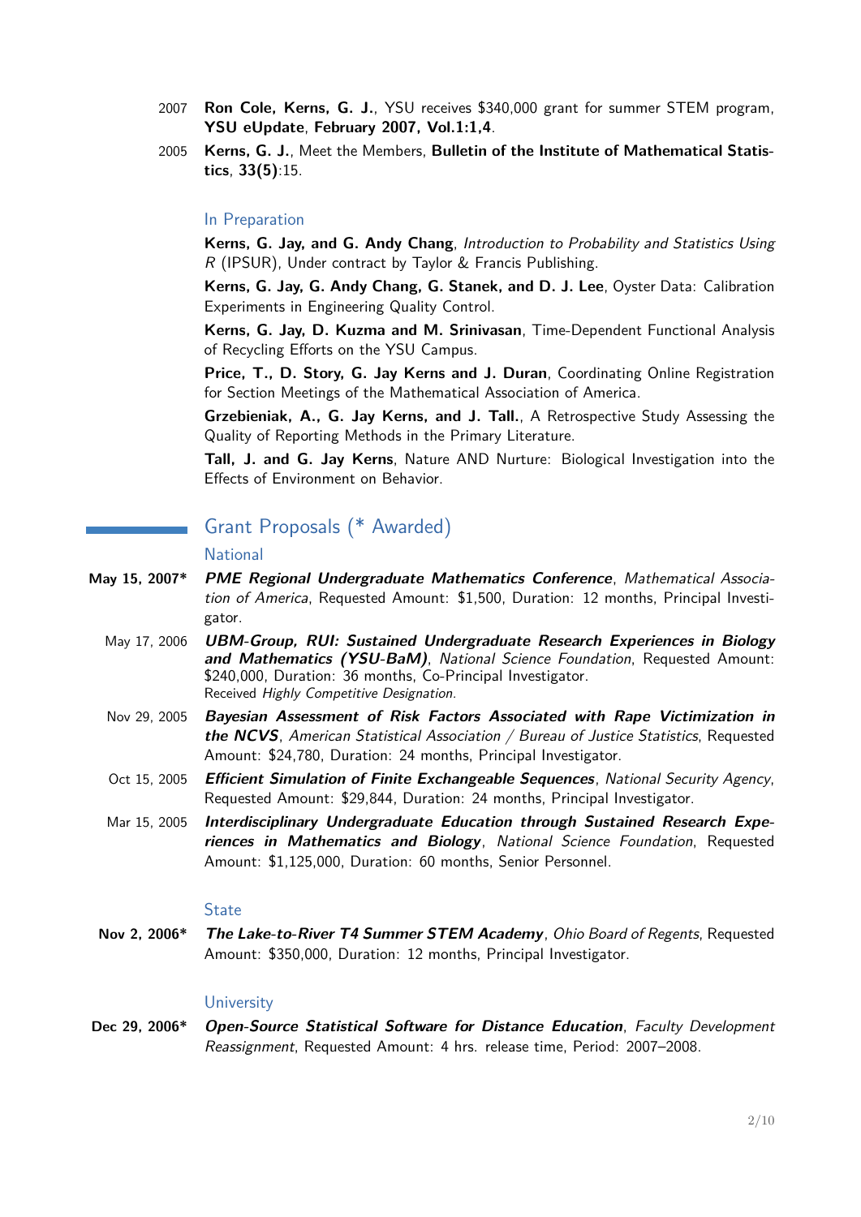2007 **Ron Cole, Kerns, G. J.**, YSU receives $340,000 grant for summer STEM program, **YSU eUpdate**, **February 2007, Vol.1:1,4**.

2005 **Kerns, G. J.**, Meet the Members, **Bulletin of the Institute of Mathematical Statistics**, **33(5)**:15.

### In Preparation

**Kerns, G. Jay, and G. Andy Chang**, *Introduction to Probability and Statistics Using R* (IPSUR), Under contract by Taylor & Francis Publishing.

**Kerns, G. Jay, G. Andy Chang, G. Stanek, and D. J. Lee**, Oyster Data: Calibration Experiments in Engineering Quality Control.

**Kerns, G. Jay, D. Kuzma and M. Srinivasan**, Time-Dependent Functional Analysis of Recycling Efforts on the YSU Campus.

**Price, T., D. Story, G. Jay Kerns and J. Duran**, Coordinating Online Registration for Section Meetings of the Mathematical Association of America.

**Grzebieniak, A., G. Jay Kerns, and J. Tall.**, A Retrospective Study Assessing the Quality of Reporting Methods in the Primary Literature.

**Tall, J. and G. Jay Kerns**, Nature AND Nurture: Biological Investigation into the Effects of Environment on Behavior.

## Grant Proposals (* Awarded)

### National

**May 15, 2007*** ***PME Regional Undergraduate Mathematics Conference***, *Mathematical Association of America*, Requested Amount: $1,500, Duration: 12 months, Principal Investigator.

May 17, 2006 ***UBM-Group, RUI: Sustained Undergraduate Research Experiences in Biology and Mathematics (YSU-BaM)***, *National Science Foundation*, Requested Amount: $240,000, Duration: 36 months, Co-Principal Investigator.
Received *Highly Competitive Designation*.

Nov 29, 2005 ***Bayesian Assessment of Risk Factors Associated with Rape Victimization in the NCVS***, *American Statistical Association / Bureau of Justice Statistics*, Requested Amount: $24,780, Duration: 24 months, Principal Investigator.

Oct 15, 2005 ***Efficient Simulation of Finite Exchangeable Sequences***, *National Security Agency*, Requested Amount: $29,844, Duration: 24 months, Principal Investigator.

Mar 15, 2005 ***Interdisciplinary Undergraduate Education through Sustained Research Experiences in Mathematics and Biology***, *National Science Foundation*, Requested Amount: $1,125,000, Duration: 60 months, Senior Personnel.

### State

**Nov 2, 2006*** ***The Lake-to-River T4 Summer STEM Academy***, *Ohio Board of Regents*, Requested Amount: $350,000, Duration: 12 months, Principal Investigator.

### University

**Dec 29, 2006*** ***Open-Source Statistical Software for Distance Education***, *Faculty Development Reassignment*, Requested Amount: 4 hrs. release time, Period: 2007–2008.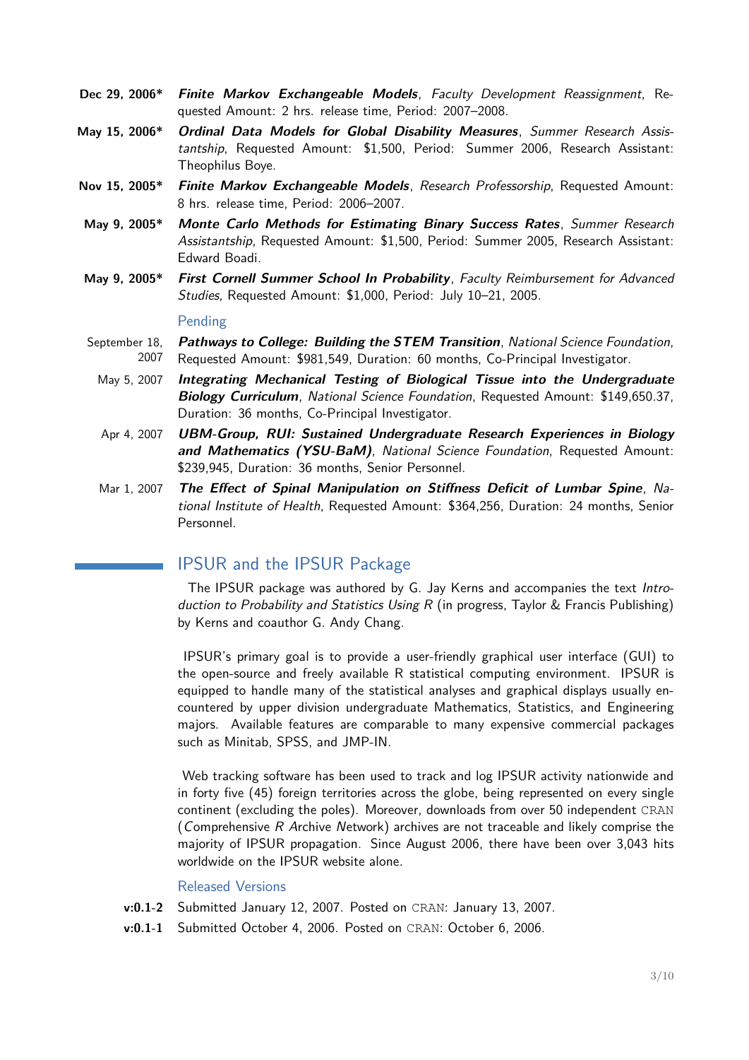**Dec 29, 2006*** ***Finite Markov Exchangeable Models***, *Faculty Development Reassignment*, Requested Amount: 2 hrs. release time, Period: 2007–2008.

**May 15, 2006*** ***Ordinal Data Models for Global Disability Measures***, *Summer Research Assistantship*, Requested Amount: $1,500, Period: Summer 2006, Research Assistant: Theophilus Boye.

**Nov 15, 2005*** ***Finite Markov Exchangeable Models***, *Research Professorship*, Requested Amount: 8 hrs. release time, Period: 2006–2007.

**May 9, 2005*** ***Monte Carlo Methods for Estimating Binary Success Rates***, *Summer Research Assistantship*, Requested Amount: $1,500, Period: Summer 2005, Research Assistant: Edward Boadi.

**May 9, 2005*** ***First Cornell Summer School In Probability***, *Faculty Reimbursement for Advanced Studies*, Requested Amount: $1,000, Period: July 10–21, 2005.

### Pending

September 18, 2007 ***Pathways to College: Building the STEM Transition***, *National Science Foundation*, Requested Amount: $981,549, Duration: 60 months, Co-Principal Investigator.

May 5, 2007 ***Integrating Mechanical Testing of Biological Tissue into the Undergraduate Biology Curriculum***, *National Science Foundation*, Requested Amount: $149,650.37, Duration: 36 months, Co-Principal Investigator.

Apr 4, 2007 ***UBM-Group, RUI: Sustained Undergraduate Research Experiences in Biology and Mathematics (YSU-BaM)***, *National Science Foundation*, Requested Amount: $239,945, Duration: 36 months, Senior Personnel.

Mar 1, 2007 ***The Effect of Spinal Manipulation on Stiffness Deficit of Lumbar Spine***, *National Institute of Health*, Requested Amount: $364,256, Duration: 24 months, Senior Personnel.

## IPSUR and the IPSUR Package

The IPSUR package was authored by G. Jay Kerns and accompanies the text *Introduction to Probability and Statistics Using R* (in progress, Taylor & Francis Publishing) by Kerns and coauthor G. Andy Chang.

IPSUR's primary goal is to provide a user-friendly graphical user interface (GUI) to the open-source and freely available R statistical computing environment. IPSUR is equipped to handle many of the statistical analyses and graphical displays usually encountered by upper division undergraduate Mathematics, Statistics, and Engineering majors. Available features are comparable to many expensive commercial packages such as Minitab, SPSS, and JMP-IN.

Web tracking software has been used to track and log IPSUR activity nationwide and in forty five (45) foreign territories across the globe, being represented on every single continent (excluding the poles). Moreover, downloads from over 50 independent CRAN (*C*omprehensive *R* *A*rchive *N*etwork) archives are not traceable and likely comprise the majority of IPSUR propagation. Since August 2006, there have been over 3,043 hits worldwide on the IPSUR website alone.

### Released Versions

**v:0.1-2** Submitted January 12, 2007. Posted on CRAN: January 13, 2007.

**v:0.1-1** Submitted October 4, 2006. Posted on CRAN: October 6, 2006.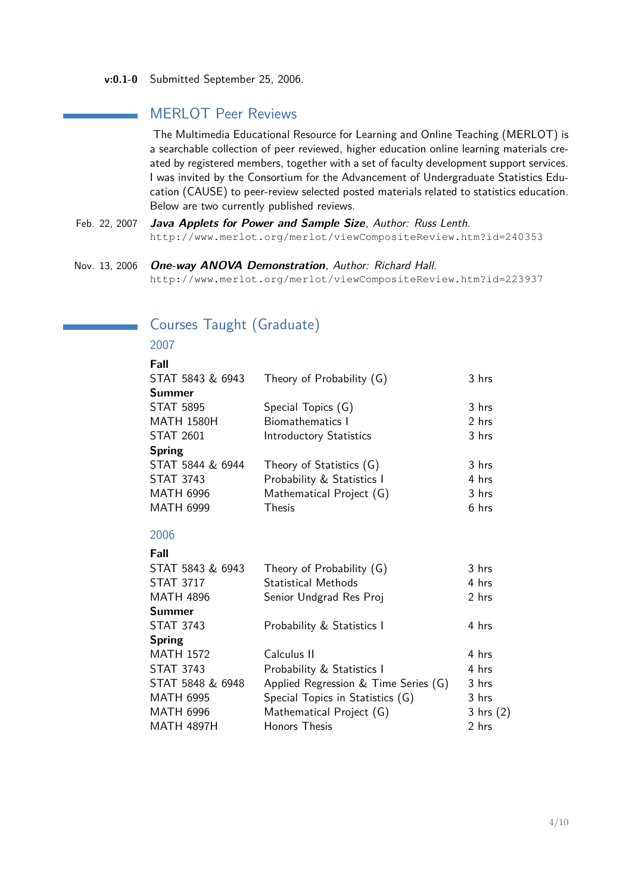**v:0.1-0** Submitted September 25, 2006.

## MERLOT Peer Reviews

The Multimedia Educational Resource for Learning and Online Teaching (MERLOT) is a searchable collection of peer reviewed, higher education online learning materials created by registered members, together with a set of faculty development support services. I was invited by the Consortium for the Advancement of Undergraduate Statistics Education (CAUSE) to peer-review selected posted materials related to statistics education. Below are two currently published reviews.

Feb. 22, 2007 ***Java Applets for Power and Sample Size***, *Author: Russ Lenth.*
`http://www.merlot.org/merlot/viewCompositeReview.htm?id=240353`

Nov. 13, 2006 ***One-way ANOVA Demonstration***, *Author: Richard Hall.*
`http://www.merlot.org/merlot/viewCompositeReview.htm?id=223937`

## Courses Taught (Graduate)

### 2007

| | | |
|---|---|---|
| **Fall** | | |
| STAT 5843 & 6943 | Theory of Probability (G) | 3 hrs |
| **Summer** | | |
| STAT 5895 | Special Topics (G) | 3 hrs |
| MATH 1580H | Biomathematics I | 2 hrs |
| STAT 2601 | Introductory Statistics | 3 hrs |
| **Spring** | | |
| STAT 5844 & 6944 | Theory of Statistics (G) | 3 hrs |
| STAT 3743 | Probability & Statistics I | 4 hrs |
| MATH 6996 | Mathematical Project (G) | 3 hrs |
| MATH 6999 | Thesis | 6 hrs |

### 2006

| | | |
|---|---|---|
| **Fall** | | |
| STAT 5843 & 6943 | Theory of Probability (G) | 3 hrs |
| STAT 3717 | Statistical Methods | 4 hrs |
| MATH 4896 | Senior Undgrad Res Proj | 2 hrs |
| **Summer** | | |
| STAT 3743 | Probability & Statistics I | 4 hrs |
| **Spring** | | |
| MATH 1572 | Calculus II | 4 hrs |
| STAT 3743 | Probability & Statistics I | 4 hrs |
| STAT 5848 & 6948 | Applied Regression & Time Series (G) | 3 hrs |
| MATH 6995 | Special Topics in Statistics (G) | 3 hrs |
| MATH 6996 | Mathematical Project (G) | 3 hrs (2) |
| MATH 4897H | Honors Thesis | 2 hrs |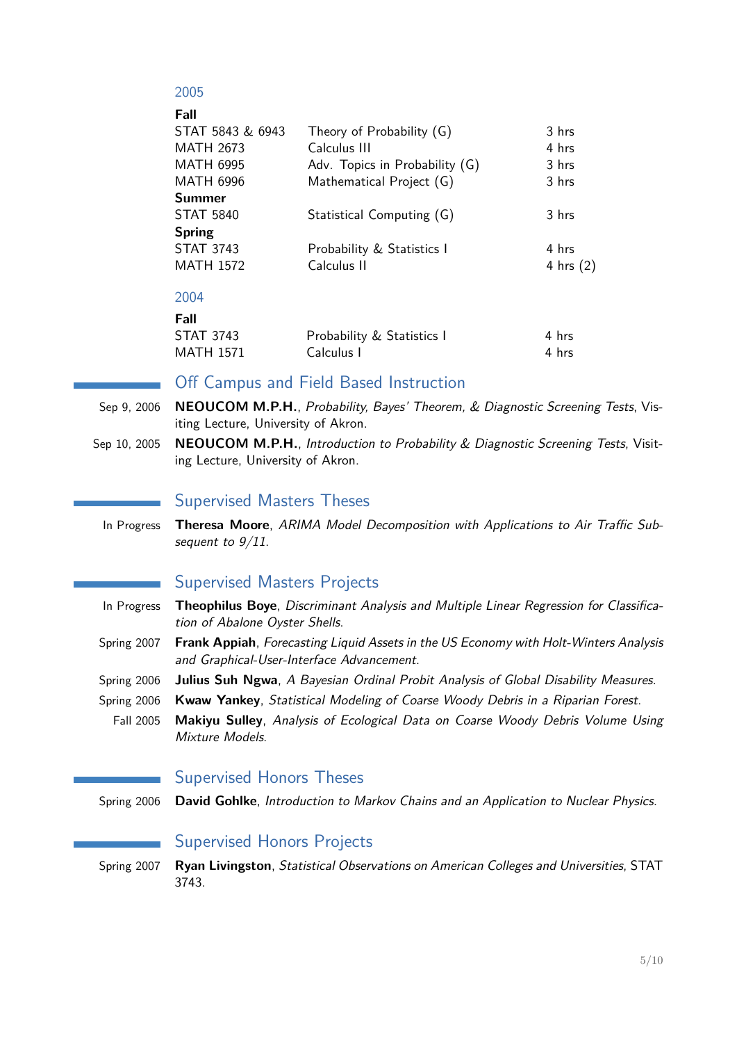### 2005

| | | |
|---|---|---|
| **Fall** | | |
| STAT 5843 & 6943 | Theory of Probability (G) | 3 hrs |
| MATH 2673 | Calculus III | 4 hrs |
| MATH 6995 | Adv. Topics in Probability (G) | 3 hrs |
| MATH 6996 | Mathematical Project (G) | 3 hrs |
| **Summer** | | |
| STAT 5840 | Statistical Computing (G) | 3 hrs |
| **Spring** | | |
| STAT 3743 | Probability & Statistics I | 4 hrs |
| MATH 1572 | Calculus II | 4 hrs (2) |

### 2004

| | | |
|---|---|---|
| **Fall** | | |
| STAT 3743 | Probability & Statistics I | 4 hrs |
| MATH 1571 | Calculus I | 4 hrs |

## Off Campus and Field Based Instruction

- Sep 9, 2006 — **NEOUCOM M.P.H.**, *Probability, Bayes' Theorem, & Diagnostic Screening Tests*, Visiting Lecture, University of Akron.
- Sep 10, 2005 — **NEOUCOM M.P.H.**, *Introduction to Probability & Diagnostic Screening Tests*, Visiting Lecture, University of Akron.

## Supervised Masters Theses

- In Progress — **Theresa Moore**, *ARIMA Model Decomposition with Applications to Air Traffic Subsequent to 9/11*.

## Supervised Masters Projects

- In Progress — **Theophilus Boye**, *Discriminant Analysis and Multiple Linear Regression for Classification of Abalone Oyster Shells*.
- Spring 2007 — **Frank Appiah**, *Forecasting Liquid Assets in the US Economy with Holt-Winters Analysis and Graphical-User-Interface Advancement*.
- Spring 2006 — **Julius Suh Ngwa**, *A Bayesian Ordinal Probit Analysis of Global Disability Measures*.
- Spring 2006 — **Kwaw Yankey**, *Statistical Modeling of Coarse Woody Debris in a Riparian Forest*.
- Fall 2005 — **Makiyu Sulley**, *Analysis of Ecological Data on Coarse Woody Debris Volume Using Mixture Models*.

## Supervised Honors Theses

- Spring 2006 — **David Gohlke**, *Introduction to Markov Chains and an Application to Nuclear Physics*.

## Supervised Honors Projects

- Spring 2007 — **Ryan Livingston**, *Statistical Observations on American Colleges and Universities*, STAT 3743.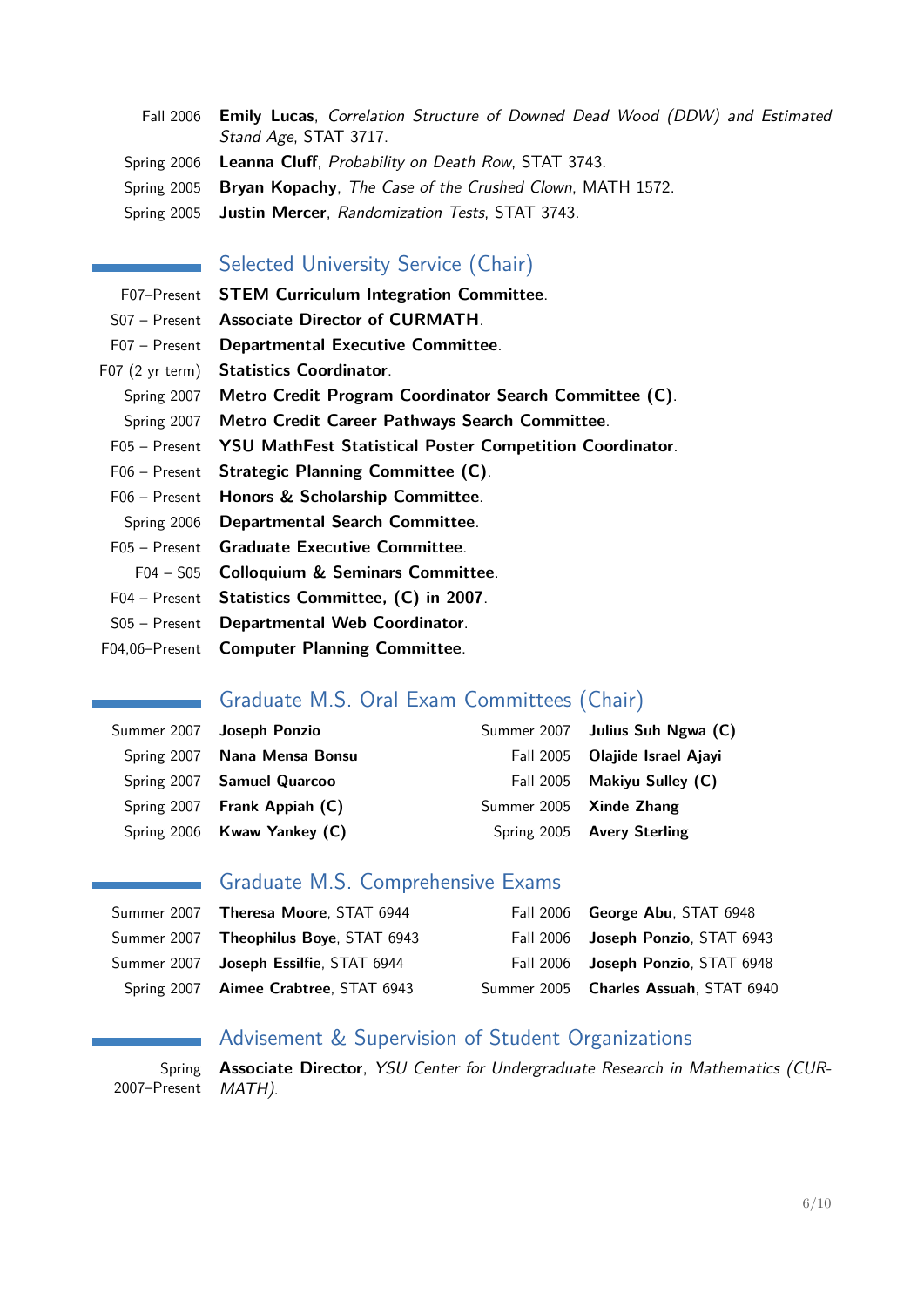Fall 2006 **Emily Lucas**, *Correlation Structure of Downed Dead Wood (DDW) and Estimated Stand Age*, STAT 3717.

Spring 2006 **Leanna Cluff**, *Probability on Death Row*, STAT 3743.

Spring 2005 **Bryan Kopachy**, *The Case of the Crushed Clown*, MATH 1572.

Spring 2005 **Justin Mercer**, *Randomization Tests*, STAT 3743.

## Selected University Service (Chair)

F07–Present **STEM Curriculum Integration Committee**.

S07 – Present **Associate Director of CURMATH**.

F07 – Present **Departmental Executive Committee**.

F07 (2 yr term) **Statistics Coordinator**.

Spring 2007 **Metro Credit Program Coordinator Search Committee (C)**.

Spring 2007 **Metro Credit Career Pathways Search Committee**.

F05 – Present **YSU MathFest Statistical Poster Competition Coordinator**.

F06 – Present **Strategic Planning Committee (C)**.

F06 – Present **Honors & Scholarship Committee**.

Spring 2006 **Departmental Search Committee**.

F05 – Present **Graduate Executive Committee**.

F04 – S05 **Colloquium & Seminars Committee**.

F04 – Present **Statistics Committee, (C) in 2007**.

S05 – Present **Departmental Web Coordinator**.

F04,06–Present **Computer Planning Committee**.

## Graduate M.S. Oral Exam Committees (Chair)

Summer 2007 **Joseph Ponzio**

Spring 2007 **Nana Mensa Bonsu**

Spring 2007 **Samuel Quarcoo**

Spring 2007 **Frank Appiah (C)**

Spring 2006 **Kwaw Yankey (C)**

Summer 2007 **Julius Suh Ngwa (C)**

Fall 2005 **Olajide Israel Ajayi**

Fall 2005 **Makiyu Sulley (C)**

Summer 2005 **Xinde Zhang**

Spring 2005 **Avery Sterling**

## Graduate M.S. Comprehensive Exams

Summer 2007 **Theresa Moore**, STAT 6944

Summer 2007 **Theophilus Boye**, STAT 6943

Summer 2007 **Joseph Essilfie**, STAT 6944

Spring 2007 **Aimee Crabtree**, STAT 6943

Fall 2006 **George Abu**, STAT 6948

Fall 2006 **Joseph Ponzio**, STAT 6943

Fall 2006 **Joseph Ponzio**, STAT 6948

Summer 2005 **Charles Assuah**, STAT 6940

## Advisement & Supervision of Student Organizations

Spring 2007–Present **Associate Director**, *YSU Center for Undergraduate Research in Mathematics (CURMATH)*.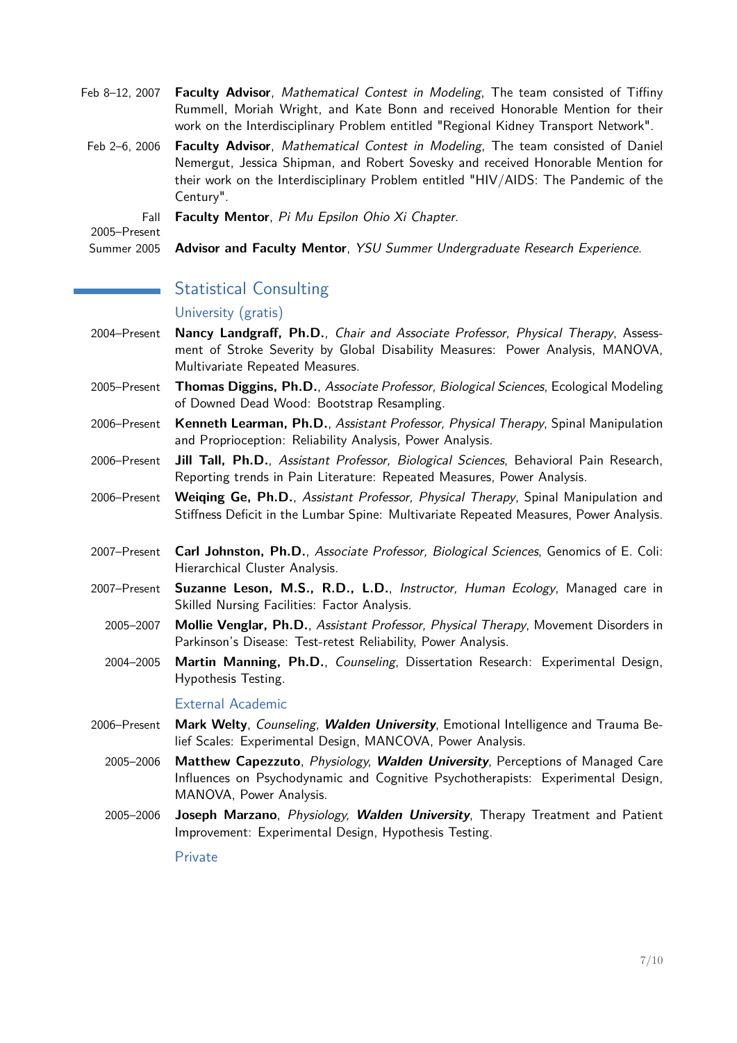Feb 8–12, 2007 **Faculty Advisor**, *Mathematical Contest in Modeling*, The team consisted of Tiffiny Rummell, Moriah Wright, and Kate Bonn and received Honorable Mention for their work on the Interdisciplinary Problem entitled "Regional Kidney Transport Network".

Feb 2–6, 2006 **Faculty Advisor**, *Mathematical Contest in Modeling*, The team consisted of Daniel Nemergut, Jessica Shipman, and Robert Sovesky and received Honorable Mention for their work on the Interdisciplinary Problem entitled "HIV/AIDS: The Pandemic of the Century".

Fall 2005–Present **Faculty Mentor**, *Pi Mu Epsilon Ohio Xi Chapter*.

Summer 2005 **Advisor and Faculty Mentor**, *YSU Summer Undergraduate Research Experience*.

## Statistical Consulting

### University (gratis)

2004–Present **Nancy Landgraff, Ph.D.**, *Chair and Associate Professor, Physical Therapy*, Assessment of Stroke Severity by Global Disability Measures: Power Analysis, MANOVA, Multivariate Repeated Measures.

2005–Present **Thomas Diggins, Ph.D.**, *Associate Professor, Biological Sciences*, Ecological Modeling of Downed Dead Wood: Bootstrap Resampling.

2006–Present **Kenneth Learman, Ph.D.**, *Assistant Professor, Physical Therapy*, Spinal Manipulation and Proprioception: Reliability Analysis, Power Analysis.

2006–Present **Jill Tall, Ph.D.**, *Assistant Professor, Biological Sciences*, Behavioral Pain Research, Reporting trends in Pain Literature: Repeated Measures, Power Analysis.

2006–Present **Weiqing Ge, Ph.D.**, *Assistant Professor, Physical Therapy*, Spinal Manipulation and Stiffness Deficit in the Lumbar Spine: Multivariate Repeated Measures, Power Analysis.

2007–Present **Carl Johnston, Ph.D.**, *Associate Professor, Biological Sciences*, Genomics of E. Coli: Hierarchical Cluster Analysis.

2007–Present **Suzanne Leson, M.S., R.D., L.D.**, *Instructor, Human Ecology*, Managed care in Skilled Nursing Facilities: Factor Analysis.

2005–2007 **Mollie Venglar, Ph.D.**, *Assistant Professor, Physical Therapy*, Movement Disorders in Parkinson's Disease: Test-retest Reliability, Power Analysis.

2004–2005 **Martin Manning, Ph.D.**, *Counseling*, Dissertation Research: Experimental Design, Hypothesis Testing.

### External Academic

2006–Present **Mark Welty**, *Counseling, **Walden University***, Emotional Intelligence and Trauma Belief Scales: Experimental Design, MANCOVA, Power Analysis.

2005–2006 **Matthew Capezzuto**, *Physiology, **Walden University***, Perceptions of Managed Care Influences on Psychodynamic and Cognitive Psychotherapists: Experimental Design, MANOVA, Power Analysis.

2005–2006 **Joseph Marzano**, *Physiology, **Walden University***, Therapy Treatment and Patient Improvement: Experimental Design, Hypothesis Testing.

### Private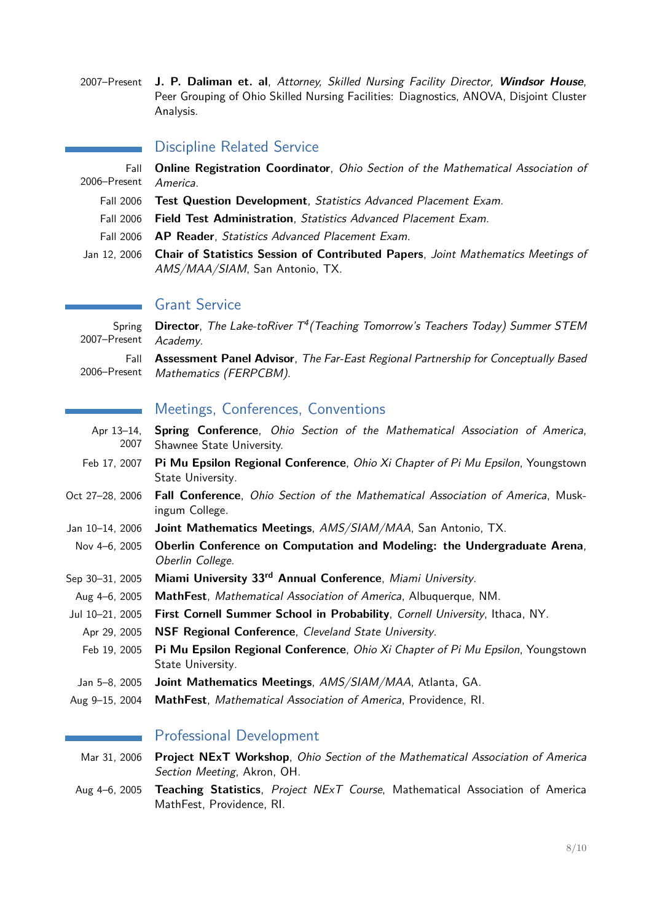2007–Present **J. P. Daliman et. al**, *Attorney, Skilled Nursing Facility Director, **Windsor House***, Peer Grouping of Ohio Skilled Nursing Facilities: Diagnostics, ANOVA, Disjoint Cluster Analysis.

## Discipline Related Service

- Fall 2006–Present **Online Registration Coordinator**, *Ohio Section of the Mathematical Association of America*.
- Fall 2006 **Test Question Development**, *Statistics Advanced Placement Exam*.
- Fall 2006 **Field Test Administration**, *Statistics Advanced Placement Exam*.
- Fall 2006 **AP Reader**, *Statistics Advanced Placement Exam*.
- Jan 12, 2006 **Chair of Statistics Session of Contributed Papers**, *Joint Mathematics Meetings of AMS/MAA/SIAM*, San Antonio, TX.

## Grant Service

- Spring 2007–Present **Director**, *The Lake-toRiver $T^4$(Teaching Tomorrow's Teachers Today) Summer STEM Academy*.
- Fall 2006–Present **Assessment Panel Advisor**, *The Far-East Regional Partnership for Conceptually Based Mathematics (FERPCBM)*.

## Meetings, Conferences, Conventions

- Apr 13–14, 2007 **Spring Conference**, *Ohio Section of the Mathematical Association of America*, Shawnee State University.
- Feb 17, 2007 **Pi Mu Epsilon Regional Conference**, *Ohio Xi Chapter of Pi Mu Epsilon*, Youngstown State University.
- Oct 27–28, 2006 **Fall Conference**, *Ohio Section of the Mathematical Association of America*, Muskingum College.
- Jan 10–14, 2006 **Joint Mathematics Meetings**, *AMS/SIAM/MAA*, San Antonio, TX.
- Nov 4–6, 2005 **Oberlin Conference on Computation and Modeling: the Undergraduate Arena**, *Oberlin College*.
- Sep 30–31, 2005 **Miami University 33rd Annual Conference**, *Miami University*.
- Aug 4–6, 2005 **MathFest**, *Mathematical Association of America*, Albuquerque, NM.
- Jul 10–21, 2005 **First Cornell Summer School in Probability**, *Cornell University*, Ithaca, NY.
- Apr 29, 2005 **NSF Regional Conference**, *Cleveland State University*.
- Feb 19, 2005 **Pi Mu Epsilon Regional Conference**, *Ohio Xi Chapter of Pi Mu Epsilon*, Youngstown State University.
- Jan 5–8, 2005 **Joint Mathematics Meetings**, *AMS/SIAM/MAA*, Atlanta, GA.
- Aug 9–15, 2004 **MathFest**, *Mathematical Association of America*, Providence, RI.

## Professional Development

- Mar 31, 2006 **Project NExT Workshop**, *Ohio Section of the Mathematical Association of America Section Meeting*, Akron, OH.
- Aug 4–6, 2005 **Teaching Statistics**, *Project NExT Course*, Mathematical Association of America MathFest, Providence, RI.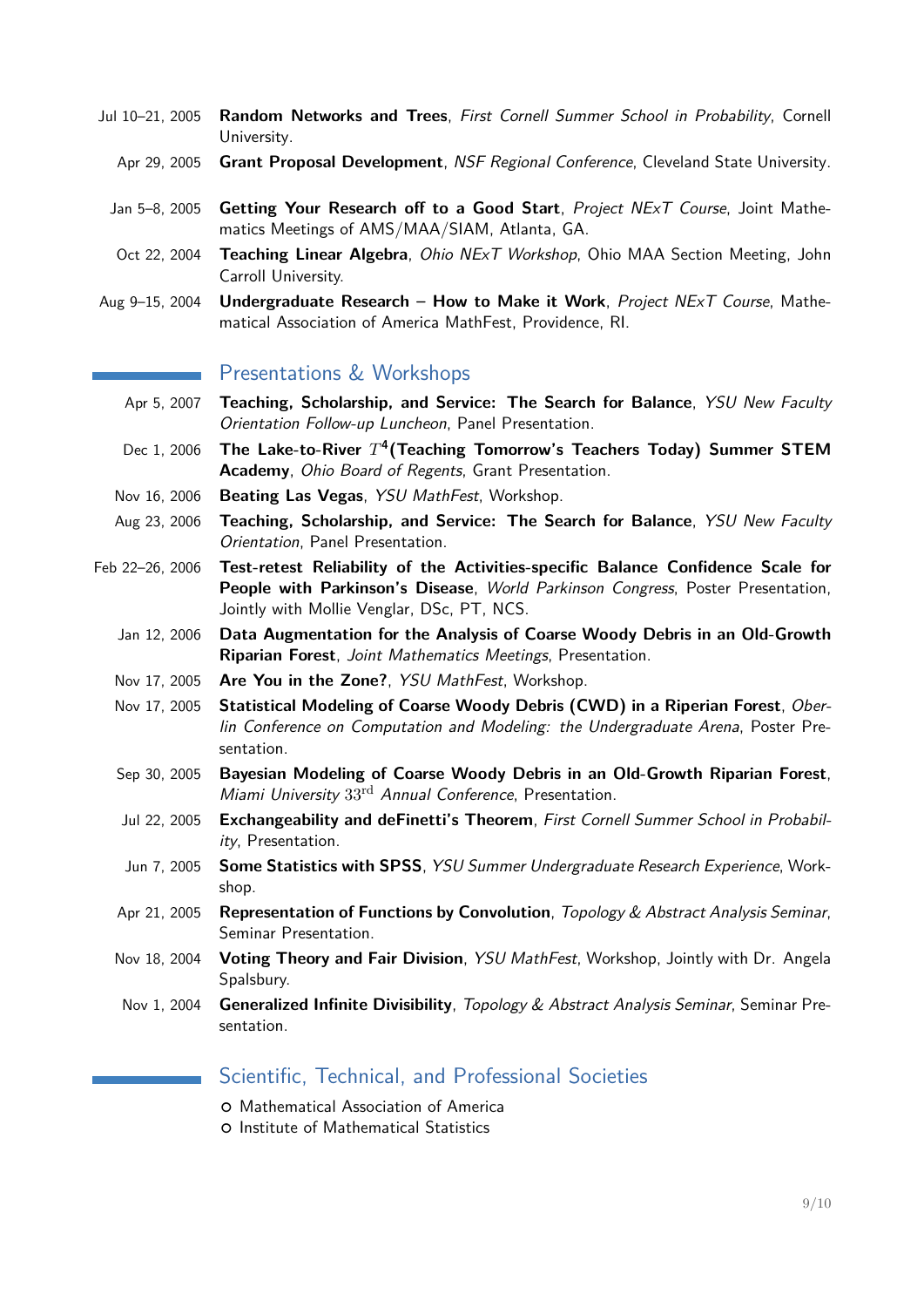Jul 10–21, 2005 **Random Networks and Trees**, *First Cornell Summer School in Probability*, Cornell University.

Apr 29, 2005 **Grant Proposal Development**, *NSF Regional Conference*, Cleveland State University.

Jan 5–8, 2005 **Getting Your Research off to a Good Start**, *Project NExT Course*, Joint Mathematics Meetings of AMS/MAA/SIAM, Atlanta, GA.

Oct 22, 2004 **Teaching Linear Algebra**, *Ohio NExT Workshop*, Ohio MAA Section Meeting, John Carroll University.

Aug 9–15, 2004 **Undergraduate Research – How to Make it Work**, *Project NExT Course*, Mathematical Association of America MathFest, Providence, RI.

## Presentations & Workshops

Apr 5, 2007 **Teaching, Scholarship, and Service: The Search for Balance**, *YSU New Faculty Orientation Follow-up Luncheon*, Panel Presentation.

Dec 1, 2006 **The Lake-to-River $T^4$(Teaching Tomorrow's Teachers Today) Summer STEM Academy**, *Ohio Board of Regents*, Grant Presentation.

Nov 16, 2006 **Beating Las Vegas**, *YSU MathFest*, Workshop.

Aug 23, 2006 **Teaching, Scholarship, and Service: The Search for Balance**, *YSU New Faculty Orientation*, Panel Presentation.

Feb 22–26, 2006 **Test-retest Reliability of the Activities-specific Balance Confidence Scale for People with Parkinson's Disease**, *World Parkinson Congress*, Poster Presentation, Jointly with Mollie Venglar, DSc, PT, NCS.

Jan 12, 2006 **Data Augmentation for the Analysis of Coarse Woody Debris in an Old-Growth Riparian Forest**, *Joint Mathematics Meetings*, Presentation.

Nov 17, 2005 **Are You in the Zone?**, *YSU MathFest*, Workshop.

Nov 17, 2005 **Statistical Modeling of Coarse Woody Debris (CWD) in a Riperian Forest**, *Oberlin Conference on Computation and Modeling: the Undergraduate Arena*, Poster Presentation.

Sep 30, 2005 **Bayesian Modeling of Coarse Woody Debris in an Old-Growth Riparian Forest**, *Miami University* $33^{\text{rd}}$ *Annual Conference*, Presentation.

Jul 22, 2005 **Exchangeability and deFinetti's Theorem**, *First Cornell Summer School in Probability*, Presentation.

Jun 7, 2005 **Some Statistics with SPSS**, *YSU Summer Undergraduate Research Experience*, Workshop.

Apr 21, 2005 **Representation of Functions by Convolution**, *Topology & Abstract Analysis Seminar*, Seminar Presentation.

Nov 18, 2004 **Voting Theory and Fair Division**, *YSU MathFest*, Workshop, Jointly with Dr. Angela Spalsbury.

Nov 1, 2004 **Generalized Infinite Divisibility**, *Topology & Abstract Analysis Seminar*, Seminar Presentation.

## Scientific, Technical, and Professional Societies

- Mathematical Association of America
- Institute of Mathematical Statistics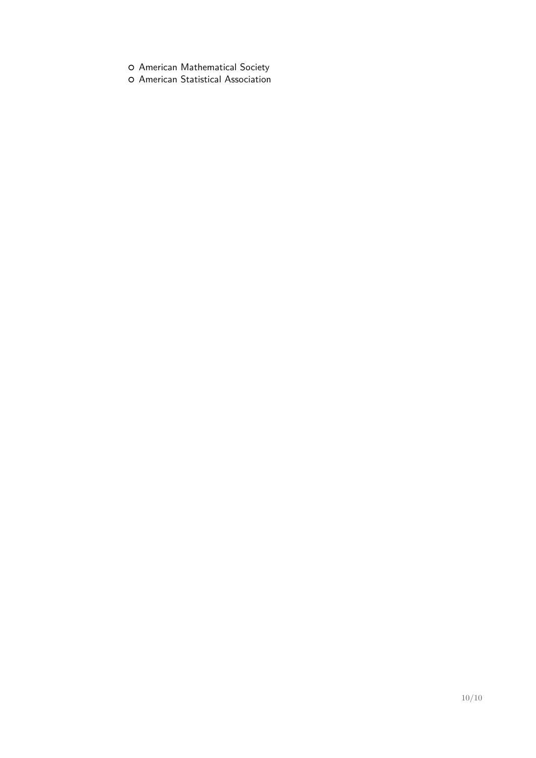- American Mathematical Society
- American Statistical Association